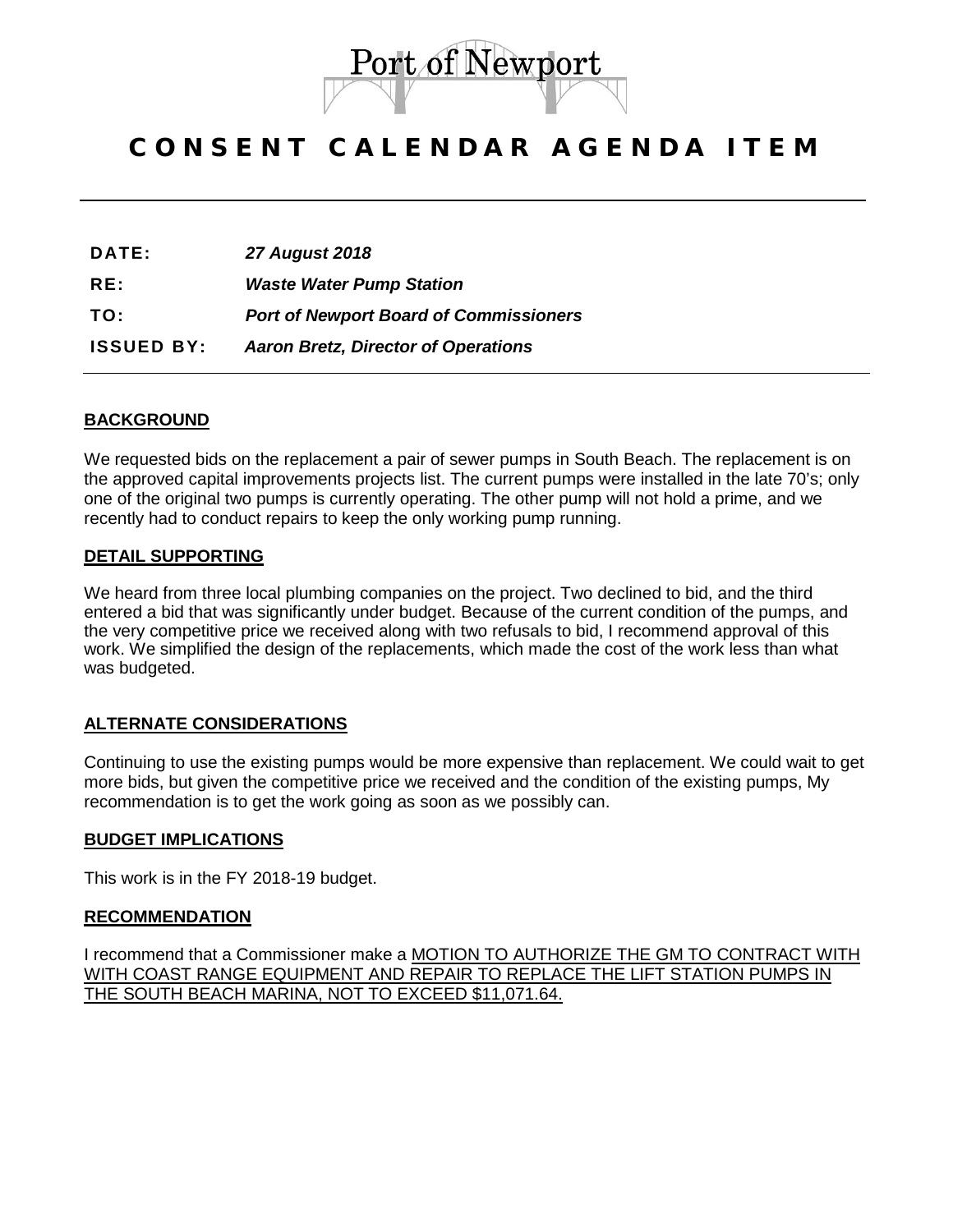Port of Newport

# CONSENT CALENDAR AGENDA ITEM

| | |
|---|---|
| **DATE:** | ***27 August 2018*** |
| **RE:** | ***Waste Water Pump Station*** |
| **TO:** | ***Port of Newport Board of Commissioners*** |
| **ISSUED BY:** | ***Aaron Bretz, Director of Operations*** |

## BACKGROUND

We requested bids on the replacement a pair of sewer pumps in South Beach. The replacement is on the approved capital improvements projects list. The current pumps were installed in the late 70's; only one of the original two pumps is currently operating. The other pump will not hold a prime, and we recently had to conduct repairs to keep the only working pump running.

## DETAIL SUPPORTING

We heard from three local plumbing companies on the project. Two declined to bid, and the third entered a bid that was significantly under budget. Because of the current condition of the pumps, and the very competitive price we received along with two refusals to bid, I recommend approval of this work. We simplified the design of the replacements, which made the cost of the work less than what was budgeted.

## ALTERNATE CONSIDERATIONS

Continuing to use the existing pumps would be more expensive than replacement. We could wait to get more bids, but given the competitive price we received and the condition of the existing pumps, My recommendation is to get the work going as soon as we possibly can.

## BUDGET IMPLICATIONS

This work is in the FY 2018-19 budget.

## RECOMMENDATION

I recommend that a Commissioner make a MOTION TO AUTHORIZE THE GM TO CONTRACT WITH WITH COAST RANGE EQUIPMENT AND REPAIR TO REPLACE THE LIFT STATION PUMPS IN THE SOUTH BEACH MARINA, NOT TO EXCEED $11,071.64.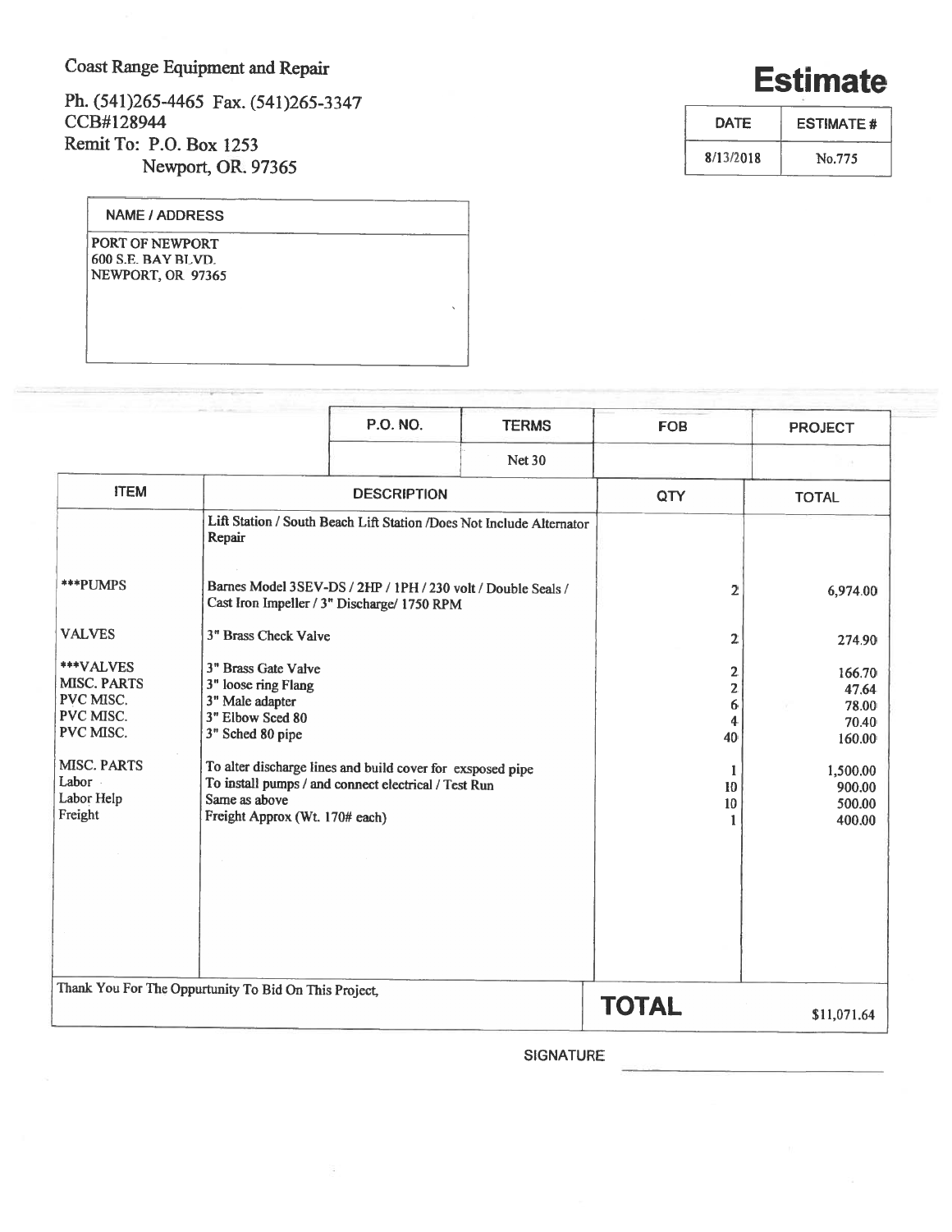Coast Range Equipment and Repair

Ph. (541)265-4465 Fax. (541)265-3347
CCB#128944
Remit To: P.O. Box 1253
Newport, OR. 97365

# Estimate

| DATE | ESTIMATE # |
|---|---|
| 8/13/2018 | No.775 |

| NAME / ADDRESS |
|---|
| PORT OF NEWPORT<br>600 S.E. BAY BLVD.<br>NEWPORT, OR 97365 |

| P.O. NO. | TERMS | FOB | PROJECT |
|---|---|---|---|
| | Net 30 | | |

| ITEM | DESCRIPTION | QTY | TOTAL |
|---|---|---|---|
| | Lift Station / South Beach Lift Station /Does Not Include Alternator Repair | | |
| ***PUMPS | Barnes Model 3SEV-DS / 2HP / 1PH / 230 volt / Double Seals / Cast Iron Impeller / 3" Discharge/ 1750 RPM | 2 | 6,974.00 |
| VALVES | 3" Brass Check Valve | 2 | 274.90 |
| ***VALVES | 3" Brass Gate Valve | 2 | 166.70 |
| MISC. PARTS | 3" loose ring Flang | 2 | 47.64 |
| PVC MISC. | 3" Male adapter | 6 | 78.00 |
| PVC MISC. | 3" Elbow Sced 80 | 4 | 70.40 |
| PVC MISC. | 3" Sched 80 pipe | 40 | 160.00 |
| MISC. PARTS | To alter discharge lines and build cover for exsposed pipe | 1 | 1,500.00 |
| Labor | To install pumps / and connect electrical / Test Run | 10 | 900.00 |
| Labor Help | Same as above | 10 | 500.00 |
| Freight | Freight Approx (Wt. 170# each) | 1 | 400.00 |

Thank You For The Oppurtunity To Bid On This Project,

**TOTAL** $11,071.64

SIGNATURE ____________________